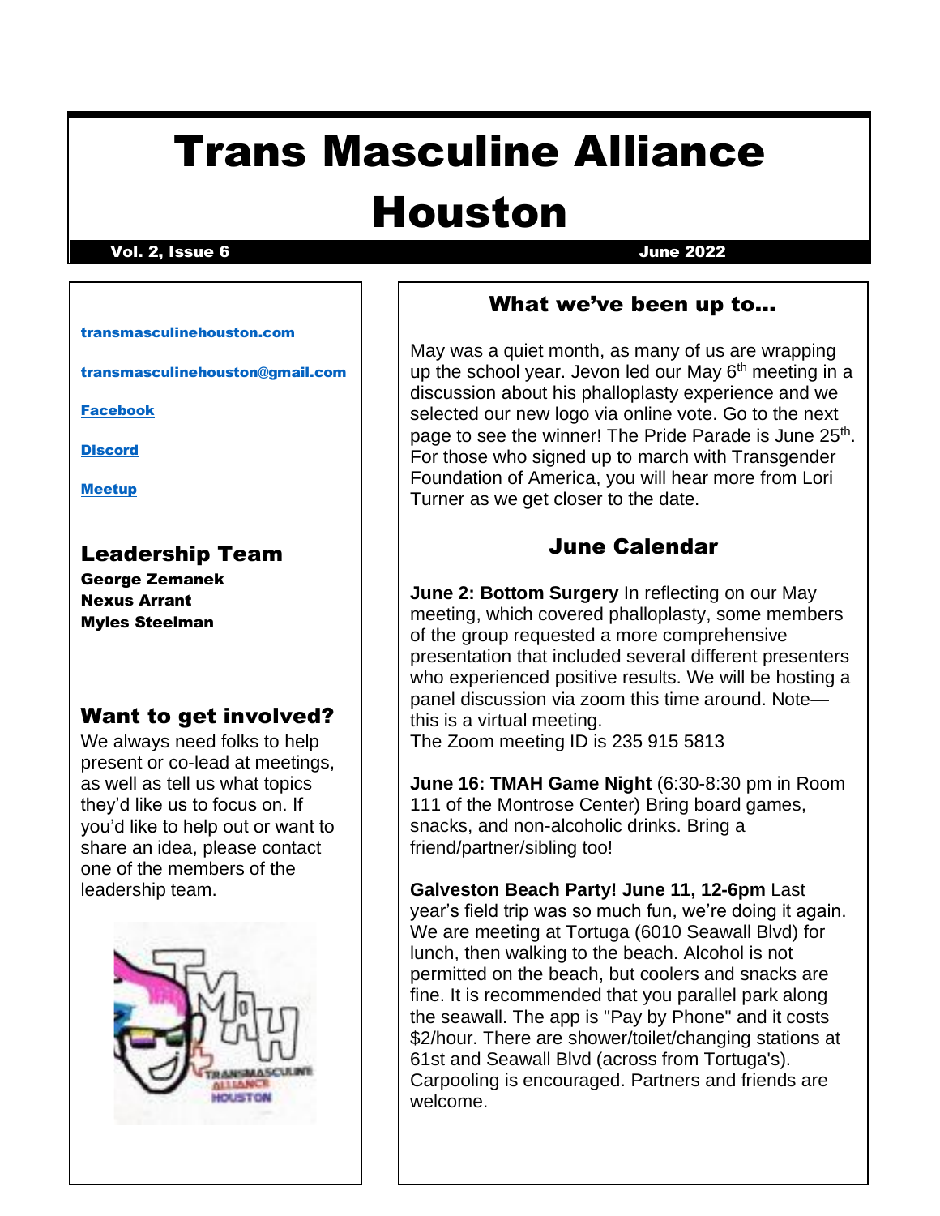# Trans Masculine Alliance Houston

**Vol. 2, Issue 6** **June 2022**

[transmasculinehouston.com](transmasculinehouston.com)

[transmasculinehouston@gmail.com](mailto:transmasculinehouston@gmail.com)

Facebook

Discord

Meetup

## Leadership Team

**George Zemanek**
**Nexus Arrant**
**Myles Steelman**

## Want to get involved?

We always need folks to help present or co-lead at meetings, as well as tell us what topics they'd like us to focus on. If you'd like to help out or want to share an idea, please contact one of the members of the leadership team.

## What we've been up to…

May was a quiet month, as many of us are wrapping up the school year. Jevon led our May 6th meeting in a discussion about his phalloplasty experience and we selected our new logo via online vote. Go to the next page to see the winner! The Pride Parade is June 25th. For those who signed up to march with Transgender Foundation of America, you will hear more from Lori Turner as we get closer to the date.

## June Calendar

**June 2: Bottom Surgery** In reflecting on our May meeting, which covered phalloplasty, some members of the group requested a more comprehensive presentation that included several different presenters who experienced positive results. We will be hosting a panel discussion via zoom this time around. Note—this is a virtual meeting.
The Zoom meeting ID is 235 915 5813

**June 16: TMAH Game Night** (6:30-8:30 pm in Room 111 of the Montrose Center) Bring board games, snacks, and non-alcoholic drinks. Bring a friend/partner/sibling too!

**Galveston Beach Party! June 11, 12-6pm** Last year's field trip was so much fun, we're doing it again. We are meeting at Tortuga (6010 Seawall Blvd) for lunch, then walking to the beach. Alcohol is not permitted on the beach, but coolers and snacks are fine. It is recommended that you parallel park along the seawall. The app is "Pay by Phone" and it costs $2/hour. There are shower/toilet/changing stations at 61st and Seawall Blvd (across from Tortuga's). Carpooling is encouraged. Partners and friends are welcome.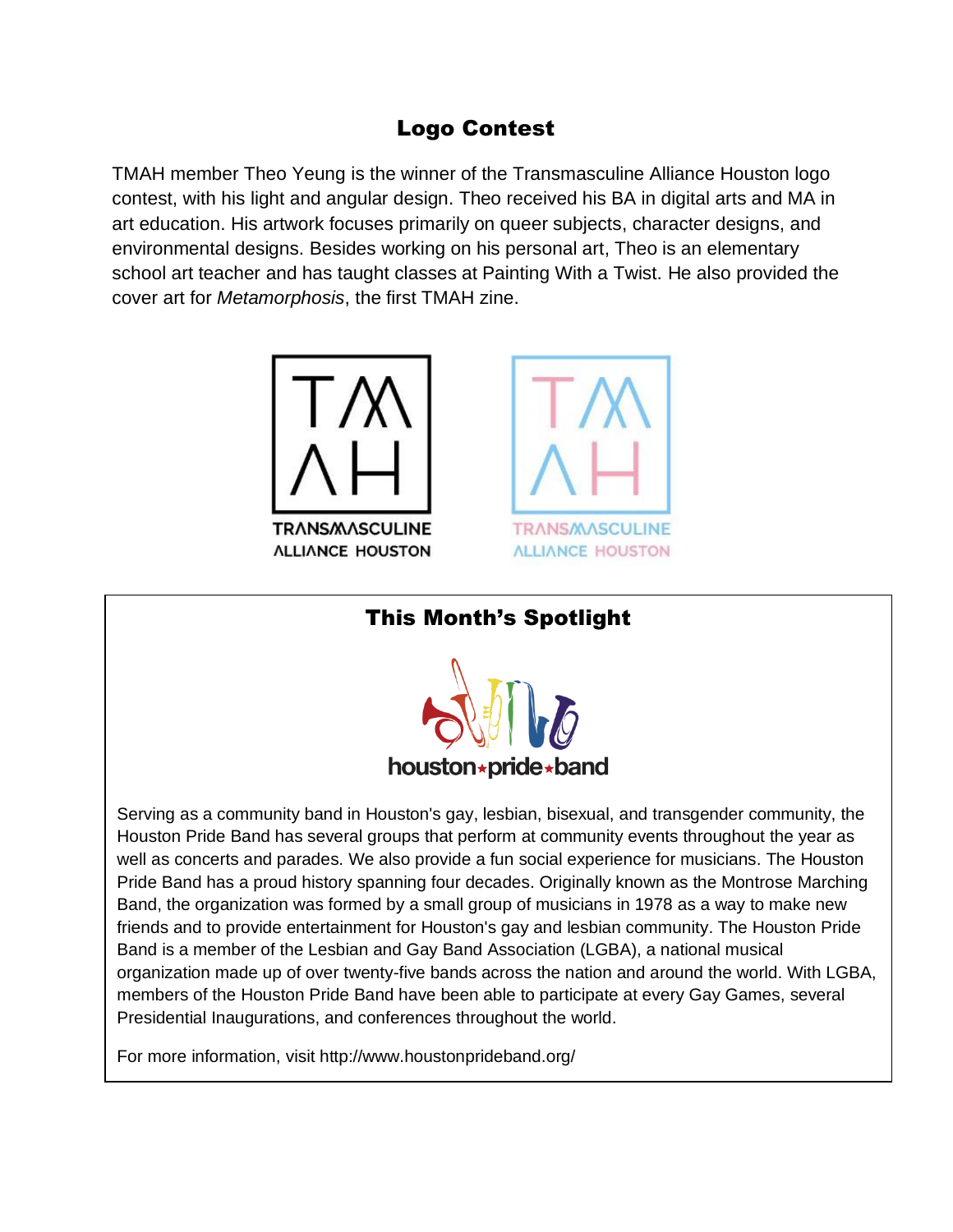## Logo Contest

TMAH member Theo Yeung is the winner of the Transmasculine Alliance Houston logo contest, with his light and angular design. Theo received his BA in digital arts and MA in art education. His artwork focuses primarily on queer subjects, character designs, and environmental designs. Besides working on his personal art, Theo is an elementary school art teacher and has taught classes at Painting With a Twist. He also provided the cover art for *Metamorphosis*, the first TMAH zine.

TMAH
TRANSMASCULINE ALLIANCE HOUSTON

TMAH
TRANSMASCULINE ALLIANCE HOUSTON

## This Month's Spotlight

houston★pride★band

Serving as a community band in Houston's gay, lesbian, bisexual, and transgender community, the Houston Pride Band has several groups that perform at community events throughout the year as well as concerts and parades. We also provide a fun social experience for musicians. The Houston Pride Band has a proud history spanning four decades. Originally known as the Montrose Marching Band, the organization was formed by a small group of musicians in 1978 as a way to make new friends and to provide entertainment for Houston's gay and lesbian community. The Houston Pride Band is a member of the Lesbian and Gay Band Association (LGBA), a national musical organization made up of over twenty-five bands across the nation and around the world. With LGBA, members of the Houston Pride Band have been able to participate at every Gay Games, several Presidential Inaugurations, and conferences throughout the world.

For more information, visit http://www.houstonprideband.org/